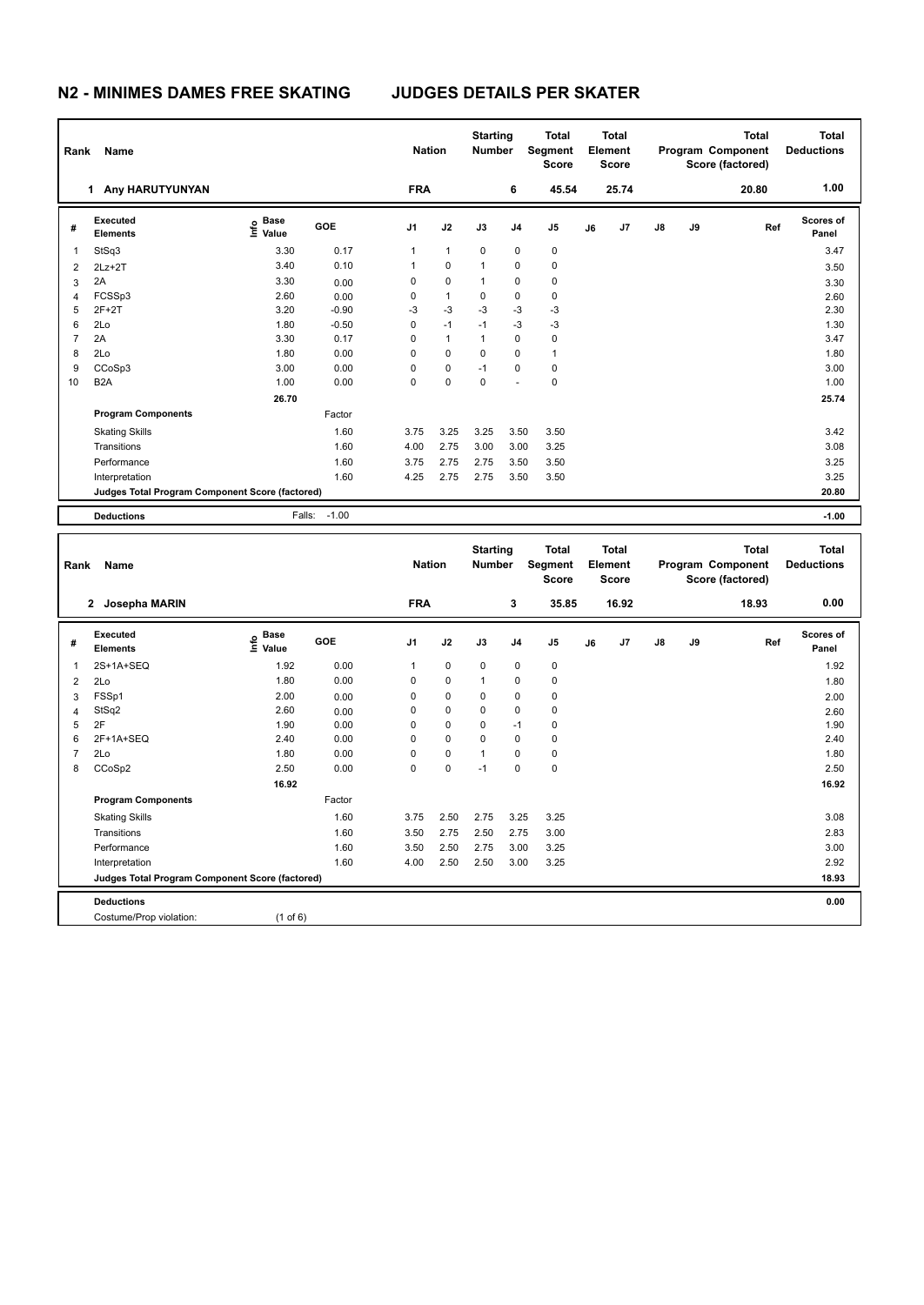# N2 - MINIMES DAMES FREE SKATING JUDGES DETAILS PER SKATER

| Rank | Name | Nation | Starting Number | Total Segment Score | Total Element Score | Total Program Component Score (factored) | Total Deductions |
|---|---|---|---|---|---|---|---|
| 1 | Any HARUTYUNYAN | FRA | 6 | 45.54 | 25.74 | 20.80 | 1.00 |

| # | Executed Elements | Info | Base Value | GOE | J1 | J2 | J3 | J4 | J5 | J6 | J7 | J8 | J9 | Ref | Scores of Panel |
|---|---|---|---|---|---|---|---|---|---|---|---|---|---|---|---|
| 1 | StSq3 | | 3.30 | 0.17 | 1 | 1 | 0 | 0 | 0 | | | | | | 3.47 |
| 2 | 2Lz+2T | | 3.40 | 0.10 | 1 | 0 | 1 | 0 | 0 | | | | | | 3.50 |
| 3 | 2A | | 3.30 | 0.00 | 0 | 0 | 1 | 0 | 0 | | | | | | 3.30 |
| 4 | FCSSp3 | | 2.60 | 0.00 | 0 | 1 | 0 | 0 | 0 | | | | | | 2.60 |
| 5 | 2F+2T | | 3.20 | -0.90 | -3 | -3 | -3 | -3 | -3 | | | | | | 2.30 |
| 6 | 2Lo | | 1.80 | -0.50 | 0 | -1 | -1 | -3 | -3 | | | | | | 1.30 |
| 7 | 2A | | 3.30 | 0.17 | 0 | 1 | 1 | 0 | 0 | | | | | | 3.47 |
| 8 | 2Lo | | 1.80 | 0.00 | 0 | 0 | 0 | 0 | 1 | | | | | | 1.80 |
| 9 | CCoSp3 | | 3.00 | 0.00 | 0 | 0 | -1 | 0 | 0 | | | | | | 3.00 |
| 10 | B2A | | 1.00 | 0.00 | 0 | 0 | 0 | - | 0 | | | | | | 1.00 |
| | | | 26.70 | | | | | | | | | | | | 25.74 |
| | **Program Components** | | | Factor | | | | | | | | | | | |
| | Skating Skills | | | 1.60 | 3.75 | 3.25 | 3.25 | 3.50 | 3.50 | | | | | | 3.42 |
| | Transitions | | | 1.60 | 4.00 | 2.75 | 3.00 | 3.00 | 3.25 | | | | | | 3.08 |
| | Performance | | | 1.60 | 3.75 | 2.75 | 2.75 | 3.50 | 3.50 | | | | | | 3.25 |
| | Interpretation | | | 1.60 | 4.25 | 2.75 | 2.75 | 3.50 | 3.50 | | | | | | 3.25 |
| | **Judges Total Program Component Score (factored)** | | | | | | | | | | | | | | 20.80 |
| | **Deductions** | | Falls: | -1.00 | | | | | | | | | | | -1.00 |

| Rank | Name | Nation | Starting Number | Total Segment Score | Total Element Score | Total Program Component Score (factored) | Total Deductions |
|---|---|---|---|---|---|---|---|
| 2 | Josepha MARIN | FRA | 3 | 35.85 | 16.92 | 18.93 | 0.00 |

| # | Executed Elements | Info | Base Value | GOE | J1 | J2 | J3 | J4 | J5 | J6 | J7 | J8 | J9 | Ref | Scores of Panel |
|---|---|---|---|---|---|---|---|---|---|---|---|---|---|---|---|
| 1 | 2S+1A+SEQ | | 1.92 | 0.00 | 1 | 0 | 0 | 0 | 0 | | | | | | 1.92 |
| 2 | 2Lo | | 1.80 | 0.00 | 0 | 0 | 1 | 0 | 0 | | | | | | 1.80 |
| 3 | FSSp1 | | 2.00 | 0.00 | 0 | 0 | 0 | 0 | 0 | | | | | | 2.00 |
| 4 | StSq2 | | 2.60 | 0.00 | 0 | 0 | 0 | 0 | 0 | | | | | | 2.60 |
| 5 | 2F | | 1.90 | 0.00 | 0 | 0 | 0 | -1 | 0 | | | | | | 1.90 |
| 6 | 2F+1A+SEQ | | 2.40 | 0.00 | 0 | 0 | 0 | 0 | 0 | | | | | | 2.40 |
| 7 | 2Lo | | 1.80 | 0.00 | 0 | 0 | 1 | 0 | 0 | | | | | | 1.80 |
| 8 | CCoSp2 | | 2.50 | 0.00 | 0 | 0 | -1 | 0 | 0 | | | | | | 2.50 |
| | | | 16.92 | | | | | | | | | | | | 16.92 |
| | **Program Components** | | | Factor | | | | | | | | | | | |
| | Skating Skills | | | 1.60 | 3.75 | 2.50 | 2.75 | 3.25 | 3.25 | | | | | | 3.08 |
| | Transitions | | | 1.60 | 3.50 | 2.75 | 2.50 | 2.75 | 3.00 | | | | | | 2.83 |
| | Performance | | | 1.60 | 3.50 | 2.50 | 2.75 | 3.00 | 3.25 | | | | | | 3.00 |
| | Interpretation | | | 1.60 | 4.00 | 2.50 | 2.50 | 3.00 | 3.25 | | | | | | 2.92 |
| | **Judges Total Program Component Score (factored)** | | | | | | | | | | | | | | 18.93 |
| | **Deductions** | | | | | | | | | | | | | | 0.00 |
| | Costume/Prop violation: | | (1 of 6) | | | | | | | | | | | | |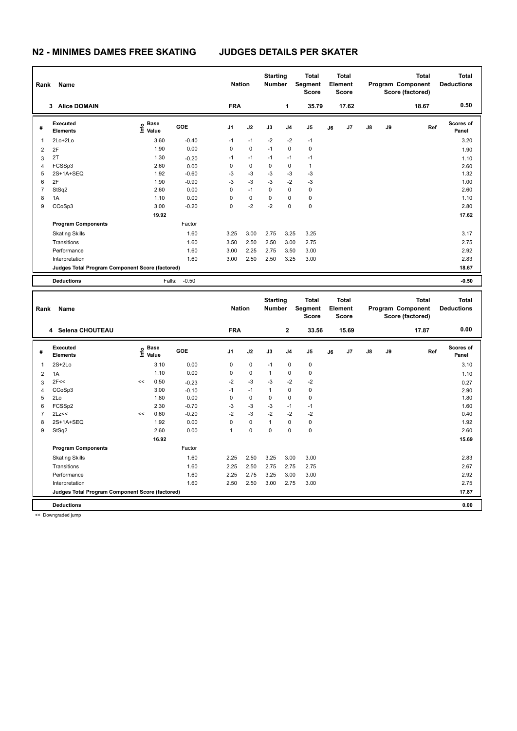# N2 - MINIMES DAMES FREE SKATING JUDGES DETAILS PER SKATER

| Rank | Name | Nation | Starting Number | Total Segment Score | Total Element Score | Total Program Component Score (factored) | Total Deductions |
|---|---|---|---|---|---|---|---|
| 3 | Alice DOMAIN | FRA | 1 | 35.79 | 17.62 | 18.67 | 0.50 |

| # | Executed Elements | Info | Base Value | GOE | J1 | J2 | J3 | J4 | J5 | J6 | J7 | J8 | J9 | Ref | Scores of Panel |
|---|---|---|---|---|---|---|---|---|---|---|---|---|---|---|---|
| 1 | 2Lo+2Lo | | 3.60 | -0.40 | -1 | -1 | -2 | -2 | -1 | | | | | | 3.20 |
| 2 | 2F | | 1.90 | 0.00 | 0 | 0 | -1 | 0 | 0 | | | | | | 1.90 |
| 3 | 2T | | 1.30 | -0.20 | -1 | -1 | -1 | -1 | -1 | | | | | | 1.10 |
| 4 | FCSSp3 | | 2.60 | 0.00 | 0 | 0 | 0 | 0 | 1 | | | | | | 2.60 |
| 5 | 2S+1A+SEQ | | 1.92 | -0.60 | -3 | -3 | -3 | -3 | -3 | | | | | | 1.32 |
| 6 | 2F | | 1.90 | -0.90 | -3 | -3 | -3 | -2 | -3 | | | | | | 1.00 |
| 7 | StSq2 | | 2.60 | 0.00 | 0 | -1 | 0 | 0 | 0 | | | | | | 2.60 |
| 8 | 1A | | 1.10 | 0.00 | 0 | 0 | 0 | 0 | 0 | | | | | | 1.10 |
| 9 | CCoSp3 | | 3.00 | -0.20 | 0 | -2 | -2 | 0 | 0 | | | | | | 2.80 |
| | | | 19.92 | | | | | | | | | | | | 17.62 |
| | **Program Components** | | | Factor | | | | | | | | | | | |
| | Skating Skills | | | 1.60 | 3.25 | 3.00 | 2.75 | 3.25 | 3.25 | | | | | | 3.17 |
| | Transitions | | | 1.60 | 3.50 | 2.50 | 2.50 | 3.00 | 2.75 | | | | | | 2.75 |
| | Performance | | | 1.60 | 3.00 | 2.25 | 2.75 | 3.50 | 3.00 | | | | | | 2.92 |
| | Interpretation | | | 1.60 | 3.00 | 2.50 | 2.50 | 3.25 | 3.00 | | | | | | 2.83 |
| | **Judges Total Program Component Score (factored)** | | | | | | | | | | | | | | 18.67 |
| | **Deductions** | | Falls: | -0.50 | | | | | | | | | | | -0.50 |

| Rank | Name | Nation | Starting Number | Total Segment Score | Total Element Score | Total Program Component Score (factored) | Total Deductions |
|---|---|---|---|---|---|---|---|
| 4 | Selena CHOUTEAU | FRA | 2 | 33.56 | 15.69 | 17.87 | 0.00 |

| # | Executed Elements | Info | Base Value | GOE | J1 | J2 | J3 | J4 | J5 | J6 | J7 | J8 | J9 | Ref | Scores of Panel |
|---|---|---|---|---|---|---|---|---|---|---|---|---|---|---|---|
| 1 | 2S+2Lo | | 3.10 | 0.00 | 0 | 0 | -1 | 0 | 0 | | | | | | 3.10 |
| 2 | 1A | | 1.10 | 0.00 | 0 | 0 | 1 | 0 | 0 | | | | | | 1.10 |
| 3 | 2F<< | << | 0.50 | -0.23 | -2 | -3 | -3 | -2 | -2 | | | | | | 0.27 |
| 4 | CCoSp3 | | 3.00 | -0.10 | -1 | -1 | 1 | 0 | 0 | | | | | | 2.90 |
| 5 | 2Lo | | 1.80 | 0.00 | 0 | 0 | 0 | 0 | 0 | | | | | | 1.80 |
| 6 | FCSSp2 | | 2.30 | -0.70 | -3 | -3 | -3 | -1 | -1 | | | | | | 1.60 |
| 7 | 2Lz<< | << | 0.60 | -0.20 | -2 | -3 | -2 | -2 | -2 | | | | | | 0.40 |
| 8 | 2S+1A+SEQ | | 1.92 | 0.00 | 0 | 0 | 1 | 0 | 0 | | | | | | 1.92 |
| 9 | StSq2 | | 2.60 | 0.00 | 1 | 0 | 0 | 0 | 0 | | | | | | 2.60 |
| | | | 16.92 | | | | | | | | | | | | 15.69 |
| | **Program Components** | | | Factor | | | | | | | | | | | |
| | Skating Skills | | | 1.60 | 2.25 | 2.50 | 3.25 | 3.00 | 3.00 | | | | | | 2.83 |
| | Transitions | | | 1.60 | 2.25 | 2.50 | 2.75 | 2.75 | 2.75 | | | | | | 2.67 |
| | Performance | | | 1.60 | 2.25 | 2.75 | 3.25 | 3.00 | 3.00 | | | | | | 2.92 |
| | Interpretation | | | 1.60 | 2.50 | 2.50 | 3.00 | 2.75 | 3.00 | | | | | | 2.75 |
| | **Judges Total Program Component Score (factored)** | | | | | | | | | | | | | | 17.87 |
| | **Deductions** | | | | | | | | | | | | | | 0.00 |

<< Downgraded jump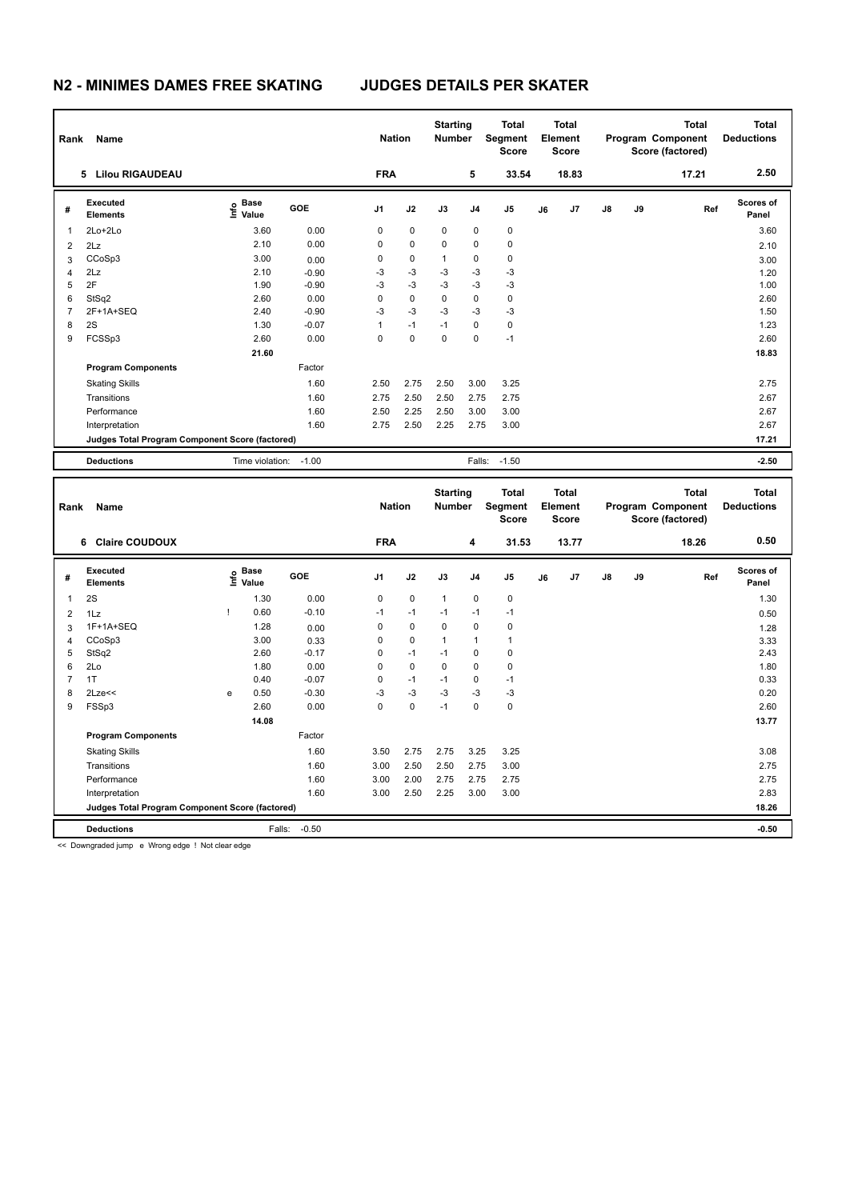# N2 - MINIMES DAMES FREE SKATING JUDGES DETAILS PER SKATER

| Rank | Name | Nation | Starting Number | Total Segment Score | Total Element Score | Total Program Component Score (factored) | Total Deductions |
|---|---|---|---|---|---|---|---|
| 5 | Lilou RIGAUDEAU | FRA | 5 | 33.54 | 18.83 | 17.21 | 2.50 |

| # | Executed Elements | Info | Base Value | GOE | J1 | J2 | J3 | J4 | J5 | J6 | J7 | J8 | J9 | Ref | Scores of Panel |
|---|---|---|---|---|---|---|---|---|---|---|---|---|---|---|---|
| 1 | 2Lo+2Lo | | 3.60 | 0.00 | 0 | 0 | 0 | 0 | 0 | | | | | | 3.60 |
| 2 | 2Lz | | 2.10 | 0.00 | 0 | 0 | 0 | 0 | 0 | | | | | | 2.10 |
| 3 | CCoSp3 | | 3.00 | 0.00 | 0 | 0 | 1 | 0 | 0 | | | | | | 3.00 |
| 4 | 2Lz | | 2.10 | -0.90 | -3 | -3 | -3 | -3 | -3 | | | | | | 1.20 |
| 5 | 2F | | 1.90 | -0.90 | -3 | -3 | -3 | -3 | -3 | | | | | | 1.00 |
| 6 | StSq2 | | 2.60 | 0.00 | 0 | 0 | 0 | 0 | 0 | | | | | | 2.60 |
| 7 | 2F+1A+SEQ | | 2.40 | -0.90 | -3 | -3 | -3 | -3 | -3 | | | | | | 1.50 |
| 8 | 2S | | 1.30 | -0.07 | 1 | -1 | -1 | 0 | 0 | | | | | | 1.23 |
| 9 | FCSSp3 | | 2.60 | 0.00 | 0 | 0 | 0 | 0 | -1 | | | | | | 2.60 |
| | | | 21.60 | | | | | | | | | | | | 18.83 |
| | **Program Components** | | | Factor | | | | | | | | | | | |
| | Skating Skills | | | 1.60 | 2.50 | 2.75 | 2.50 | 3.00 | 3.25 | | | | | | 2.75 |
| | Transitions | | | 1.60 | 2.75 | 2.50 | 2.50 | 2.75 | 2.75 | | | | | | 2.67 |
| | Performance | | | 1.60 | 2.50 | 2.25 | 2.50 | 3.00 | 3.00 | | | | | | 2.67 |
| | Interpretation | | | 1.60 | 2.75 | 2.50 | 2.25 | 2.75 | 3.00 | | | | | | 2.67 |
| | **Judges Total Program Component Score (factored)** | | | | | | | | | | | | | | 17.21 |
| | **Deductions** | | Time violation: | -1.00 | | | | Falls: | -1.50 | | | | | | -2.50 |

| Rank | Name | Nation | Starting Number | Total Segment Score | Total Element Score | Total Program Component Score (factored) | Total Deductions |
|---|---|---|---|---|---|---|---|
| 6 | Claire COUDOUX | FRA | 4 | 31.53 | 13.77 | 18.26 | 0.50 |

| # | Executed Elements | Info | Base Value | GOE | J1 | J2 | J3 | J4 | J5 | J6 | J7 | J8 | J9 | Ref | Scores of Panel |
|---|---|---|---|---|---|---|---|---|---|---|---|---|---|---|---|
| 1 | 2S | | 1.30 | 0.00 | 0 | 0 | 1 | 0 | 0 | | | | | | 1.30 |
| 2 | 1Lz | ! | 0.60 | -0.10 | -1 | -1 | -1 | -1 | -1 | | | | | | 0.50 |
| 3 | 1F+1A+SEQ | | 1.28 | 0.00 | 0 | 0 | 0 | 0 | 0 | | | | | | 1.28 |
| 4 | CCoSp3 | | 3.00 | 0.33 | 0 | 0 | 1 | 1 | 1 | | | | | | 3.33 |
| 5 | StSq2 | | 2.60 | -0.17 | 0 | -1 | -1 | 0 | 0 | | | | | | 2.43 |
| 6 | 2Lo | | 1.80 | 0.00 | 0 | 0 | 0 | 0 | 0 | | | | | | 1.80 |
| 7 | 1T | | 0.40 | -0.07 | 0 | -1 | -1 | 0 | -1 | | | | | | 0.33 |
| 8 | 2Lze<< | e | 0.50 | -0.30 | -3 | -3 | -3 | -3 | -3 | | | | | | 0.20 |
| 9 | FSSp3 | | 2.60 | 0.00 | 0 | 0 | -1 | 0 | 0 | | | | | | 2.60 |
| | | | 14.08 | | | | | | | | | | | | 13.77 |
| | **Program Components** | | | Factor | | | | | | | | | | | |
| | Skating Skills | | | 1.60 | 3.50 | 2.75 | 2.75 | 3.25 | 3.25 | | | | | | 3.08 |
| | Transitions | | | 1.60 | 3.00 | 2.50 | 2.50 | 2.75 | 3.00 | | | | | | 2.75 |
| | Performance | | | 1.60 | 3.00 | 2.00 | 2.75 | 2.75 | 2.75 | | | | | | 2.75 |
| | Interpretation | | | 1.60 | 3.00 | 2.50 | 2.25 | 3.00 | 3.00 | | | | | | 2.83 |
| | **Judges Total Program Component Score (factored)** | | | | | | | | | | | | | | 18.26 |
| | **Deductions** | | Falls: | -0.50 | | | | | | | | | | | -0.50 |

<< Downgraded jump e Wrong edge ! Not clear edge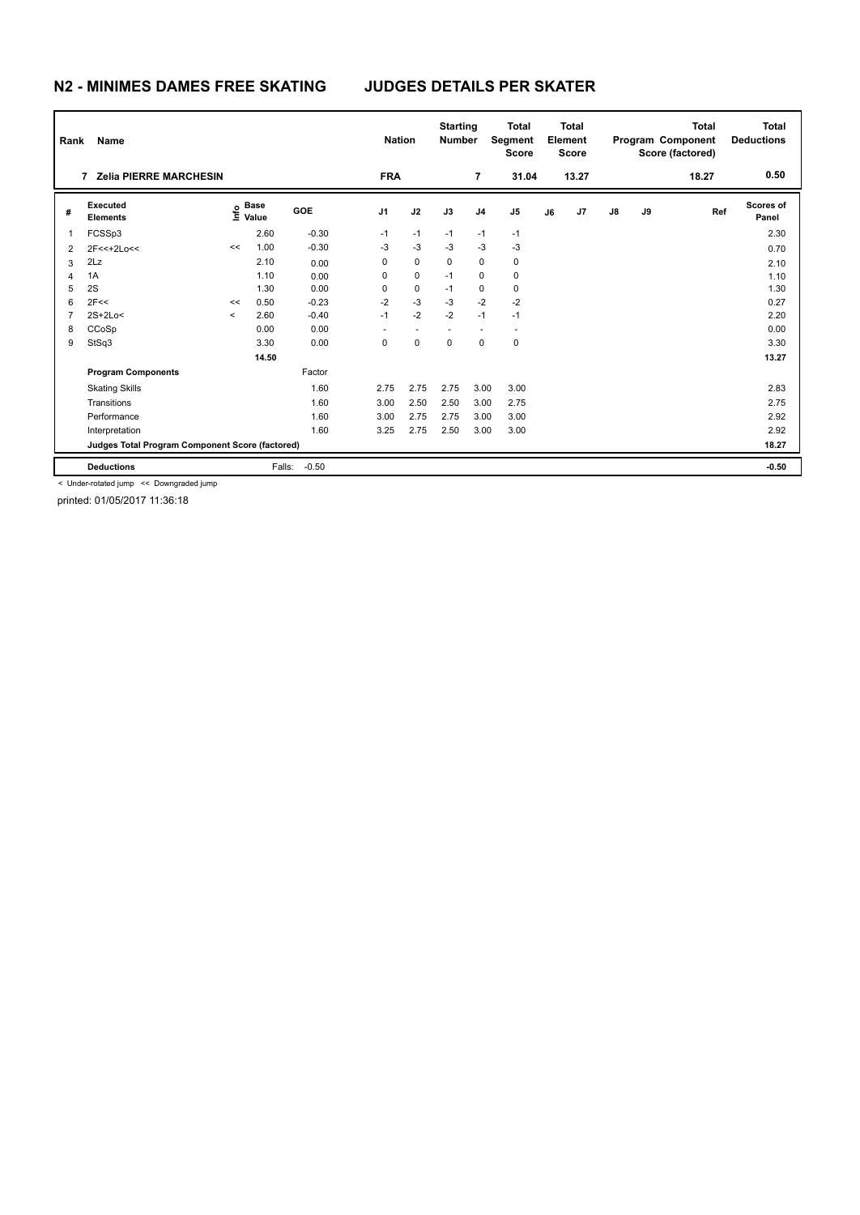# N2 - MINIMES DAMES FREE SKATING JUDGES DETAILS PER SKATER

| Rank | Name | Nation | Starting Number | Total Segment Score | Total Element Score | Total Program Component Score (factored) | Total Deductions |
|---|---|---|---|---|---|---|---|
| 7 | Zelia PIERRE MARCHESIN | FRA | 7 | 31.04 | 13.27 | 18.27 | 0.50 |

| # | Executed Elements | Info | Base Value | GOE | J1 | J2 | J3 | J4 | J5 | J6 | J7 | J8 | J9 | Ref | Scores of Panel |
|---|---|---|---|---|---|---|---|---|---|---|---|---|---|---|---|
| 1 | FCSSp3 | | 2.60 | -0.30 | -1 | -1 | -1 | -1 | -1 | | | | | | 2.30 |
| 2 | 2F<<+2Lo<< | << | 1.00 | -0.30 | -3 | -3 | -3 | -3 | -3 | | | | | | 0.70 |
| 3 | 2Lz | | 2.10 | 0.00 | 0 | 0 | 0 | 0 | 0 | | | | | | 2.10 |
| 4 | 1A | | 1.10 | 0.00 | 0 | 0 | -1 | 0 | 0 | | | | | | 1.10 |
| 5 | 2S | | 1.30 | 0.00 | 0 | 0 | -1 | 0 | 0 | | | | | | 1.30 |
| 6 | 2F<< | << | 0.50 | -0.23 | -2 | -3 | -3 | -2 | -2 | | | | | | 0.27 |
| 7 | 2S+2Lo< | < | 2.60 | -0.40 | -1 | -2 | -2 | -1 | -1 | | | | | | 2.20 |
| 8 | CCoSp | | 0.00 | 0.00 | - | - | - | - | - | | | | | | 0.00 |
| 9 | StSq3 | | 3.30 | 0.00 | 0 | 0 | 0 | 0 | 0 | | | | | | 3.30 |
| | | | 14.50 | | | | | | | | | | | | 13.27 |
| | **Program Components** | | | Factor | | | | | | | | | | | |
| | Skating Skills | | | 1.60 | 2.75 | 2.75 | 2.75 | 3.00 | 3.00 | | | | | | 2.83 |
| | Transitions | | | 1.60 | 3.00 | 2.50 | 2.50 | 3.00 | 2.75 | | | | | | 2.75 |
| | Performance | | | 1.60 | 3.00 | 2.75 | 2.75 | 3.00 | 3.00 | | | | | | 2.92 |
| | Interpretation | | | 1.60 | 3.25 | 2.75 | 2.50 | 3.00 | 3.00 | | | | | | 2.92 |
| | **Judges Total Program Component Score (factored)** | | | | | | | | | | | | | | 18.27 |
| | **Deductions** | | | Falls: -0.50 | | | | | | | | | | | -0.50 |

< Under-rotated jump << Downgraded jump

printed: 01/05/2017 11:36:18